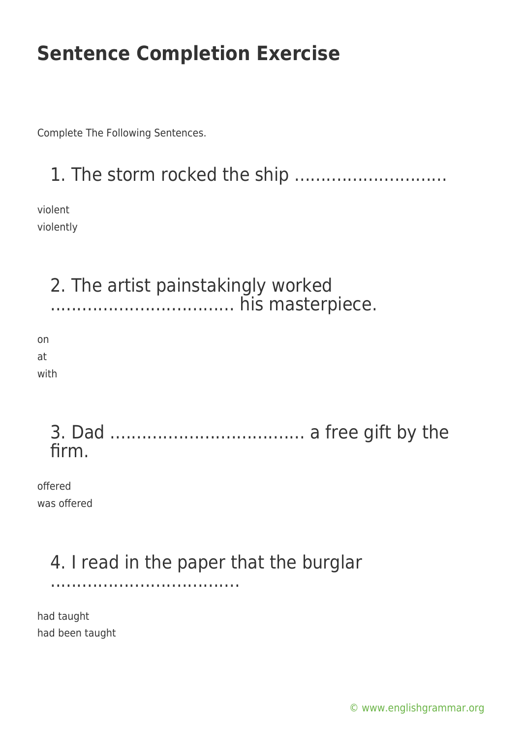# Sentence Completion Exercise

Complete The Following Sentences.

1. The storm rocked the ship …………………………

violent
violently

2. The artist painstakingly worked …………………………… his masterpiece.

on
at
with

3. Dad ………………………………. a free gift by the firm.

offered
was offered

4. I read in the paper that the burglar ……………………………….

had taught
had been taught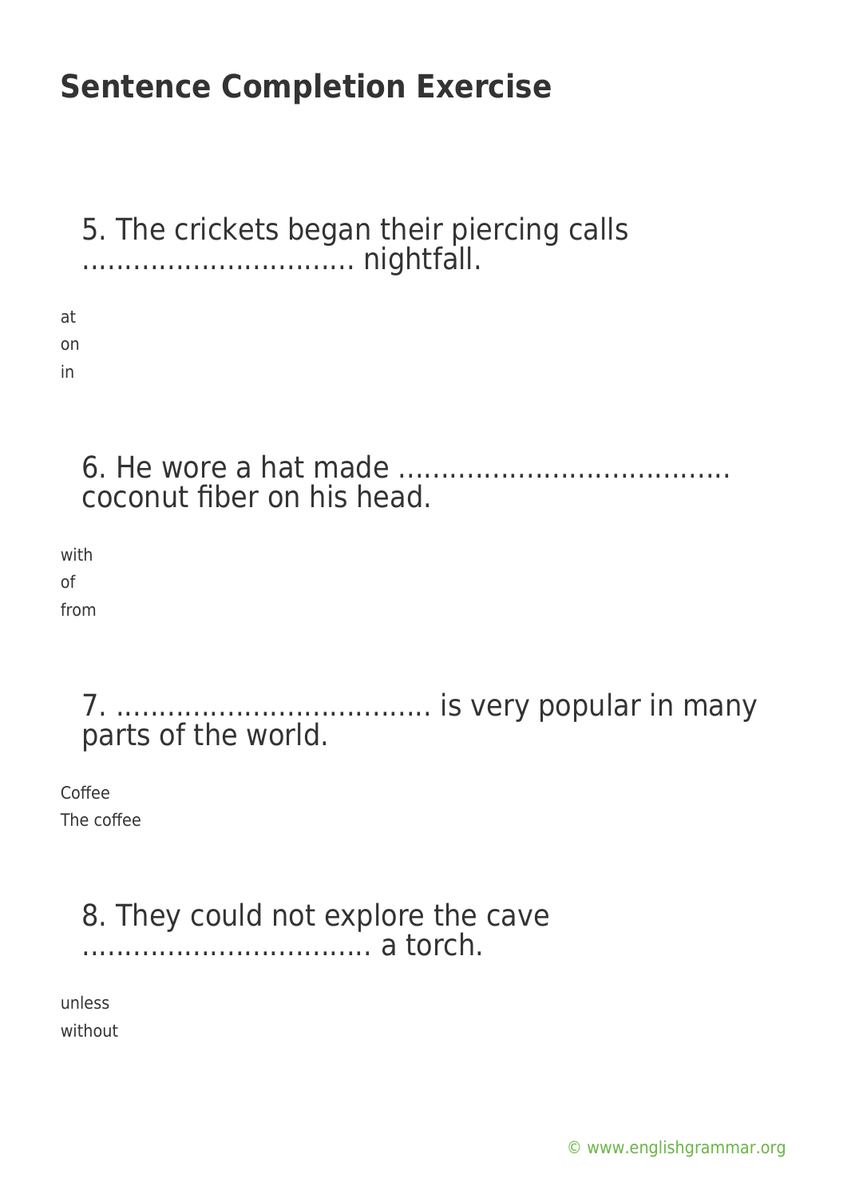# Sentence Completion Exercise

5. The crickets began their piercing calls ………………………….. nightfall.

at
on
in

6. He wore a hat made ……………………………….. coconut fiber on his head.

with
of
from

7. ……………………………… is very popular in many parts of the world.

Coffee
The coffee

8. They could not explore the cave …………………………….. a torch.

unless
without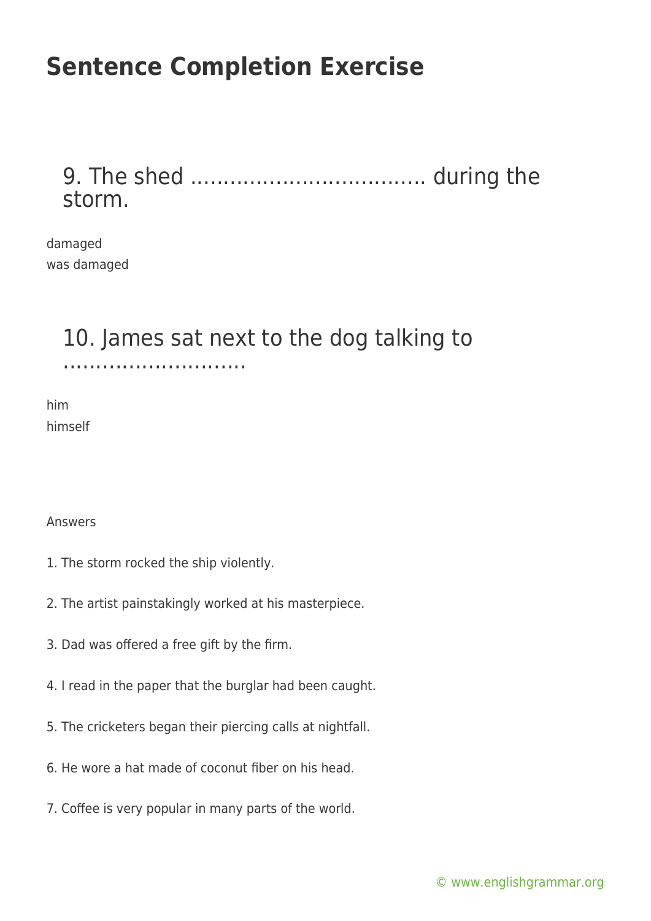# Sentence Completion Exercise

## 9. The shed ………………………………. during the storm.

damaged
was damaged

## 10. James sat next to the dog talking to ……………………….

him
himself

Answers

1. The storm rocked the ship violently.

2. The artist painstakingly worked at his masterpiece.

3. Dad was offered a free gift by the firm.

4. I read in the paper that the burglar had been caught.

5. The cricketers began their piercing calls at nightfall.

6. He wore a hat made of coconut fiber on his head.

7. Coffee is very popular in many parts of the world.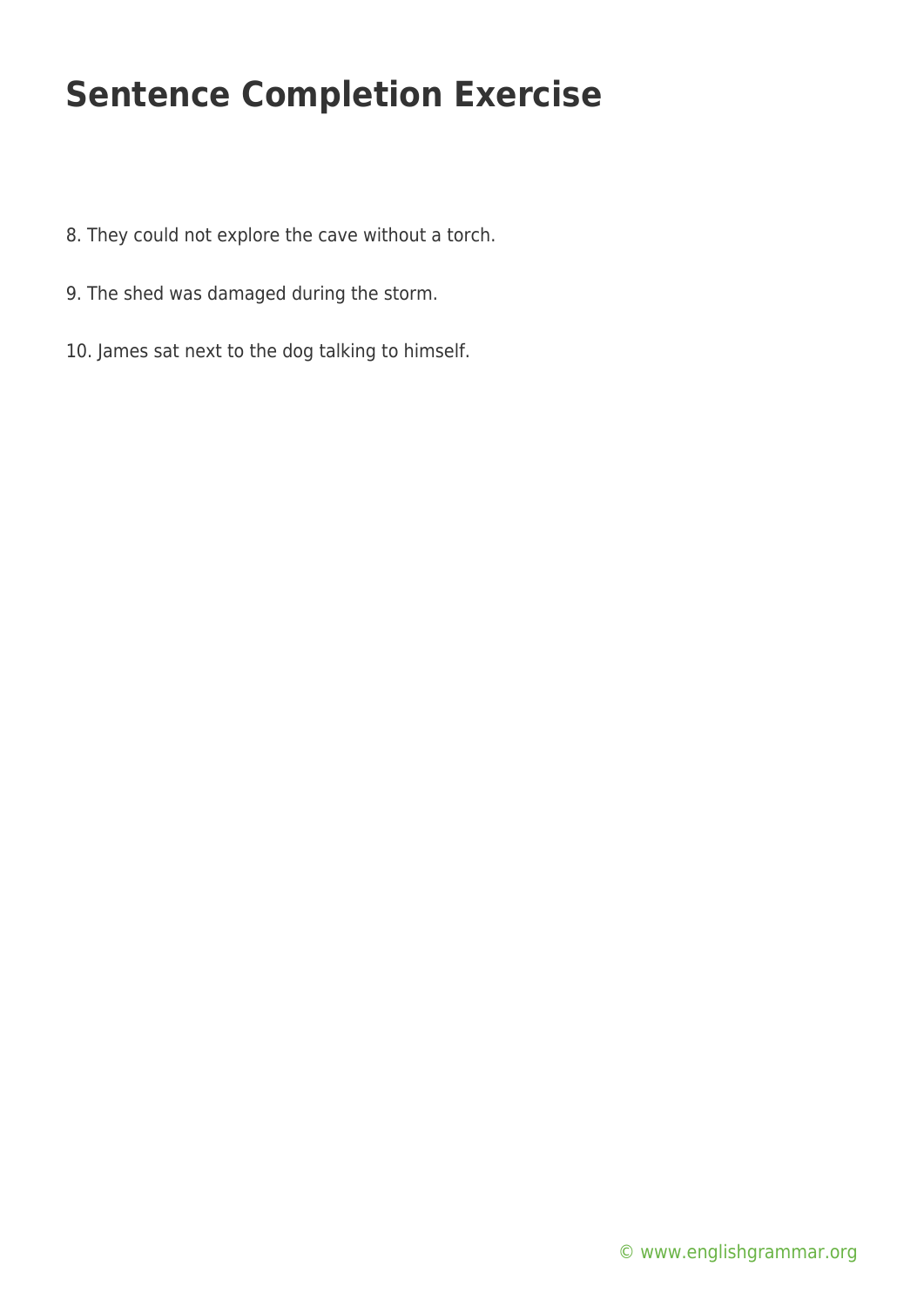# Sentence Completion Exercise

8. They could not explore the cave without a torch.

9. The shed was damaged during the storm.

10. James sat next to the dog talking to himself.